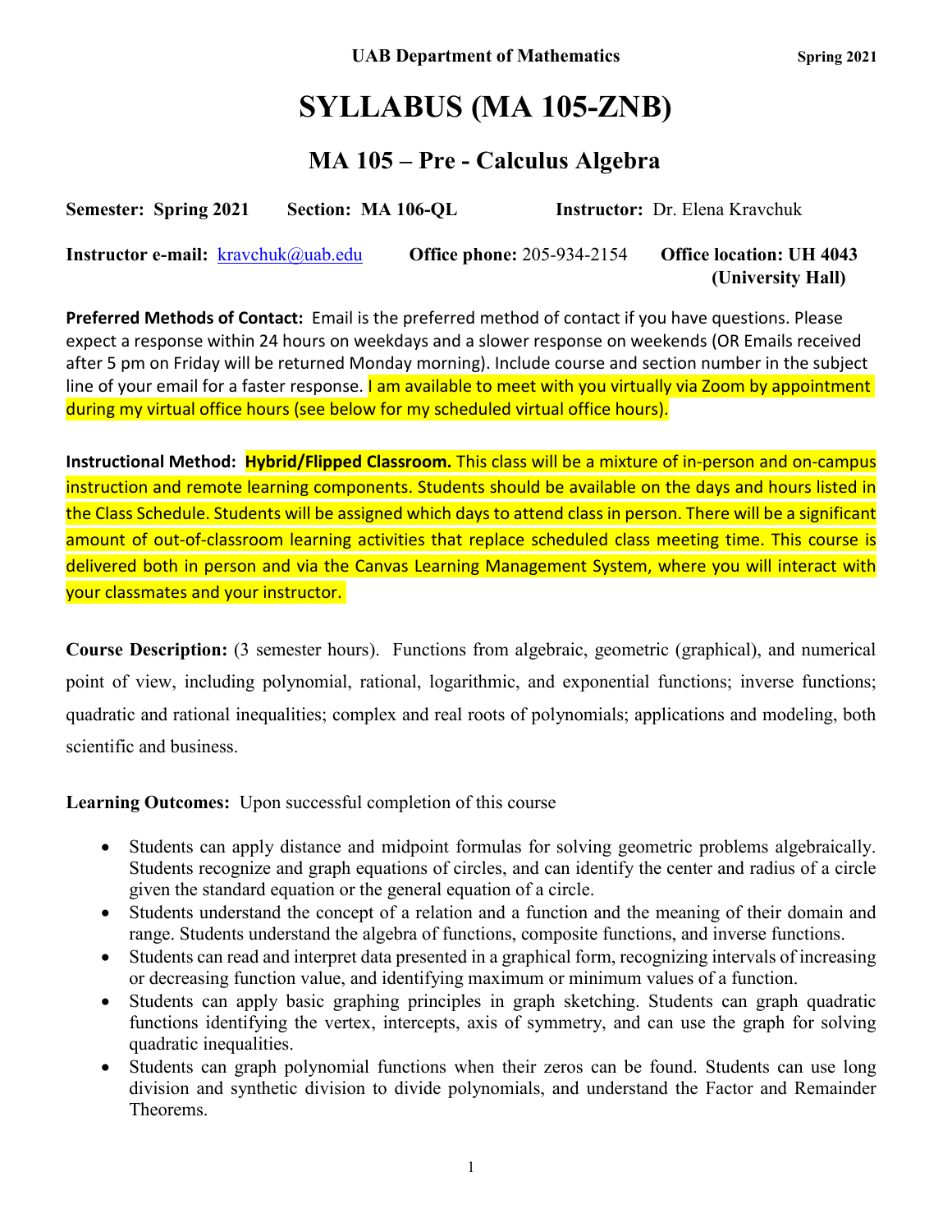**UAB Department of Mathematics** **Spring 2021**

# SYLLABUS (MA 105-ZNB)

## MA 105 – Pre - Calculus Algebra

**Semester:** **Spring 2021** **Section:** **MA 106-QL** **Instructor:** Dr. Elena Kravchuk

**Instructor e-mail:** kravchuk@uab.edu **Office phone:** 205-934-2154 **Office location: UH 4043 (University Hall)**

**Preferred Methods of Contact:** Email is the preferred method of contact if you have questions. Please expect a response within 24 hours on weekdays and a slower response on weekends (OR Emails received after 5 pm on Friday will be returned Monday morning). Include course and section number in the subject line of your email for a faster response. I am available to meet with you virtually via Zoom by appointment during my virtual office hours (see below for my scheduled virtual office hours).

**Instructional Method:** **Hybrid/Flipped Classroom.** This class will be a mixture of in-person and on-campus instruction and remote learning components. Students should be available on the days and hours listed in the Class Schedule. Students will be assigned which days to attend class in person. There will be a significant amount of out-of-classroom learning activities that replace scheduled class meeting time. This course is delivered both in person and via the Canvas Learning Management System, where you will interact with your classmates and your instructor.

**Course Description:** (3 semester hours). Functions from algebraic, geometric (graphical), and numerical point of view, including polynomial, rational, logarithmic, and exponential functions; inverse functions; quadratic and rational inequalities; complex and real roots of polynomials; applications and modeling, both scientific and business.

**Learning Outcomes:** Upon successful completion of this course

- Students can apply distance and midpoint formulas for solving geometric problems algebraically. Students recognize and graph equations of circles, and can identify the center and radius of a circle given the standard equation or the general equation of a circle.
- Students understand the concept of a relation and a function and the meaning of their domain and range. Students understand the algebra of functions, composite functions, and inverse functions.
- Students can read and interpret data presented in a graphical form, recognizing intervals of increasing or decreasing function value, and identifying maximum or minimum values of a function.
- Students can apply basic graphing principles in graph sketching. Students can graph quadratic functions identifying the vertex, intercepts, axis of symmetry, and can use the graph for solving quadratic inequalities.
- Students can graph polynomial functions when their zeros can be found. Students can use long division and synthetic division to divide polynomials, and understand the Factor and Remainder Theorems.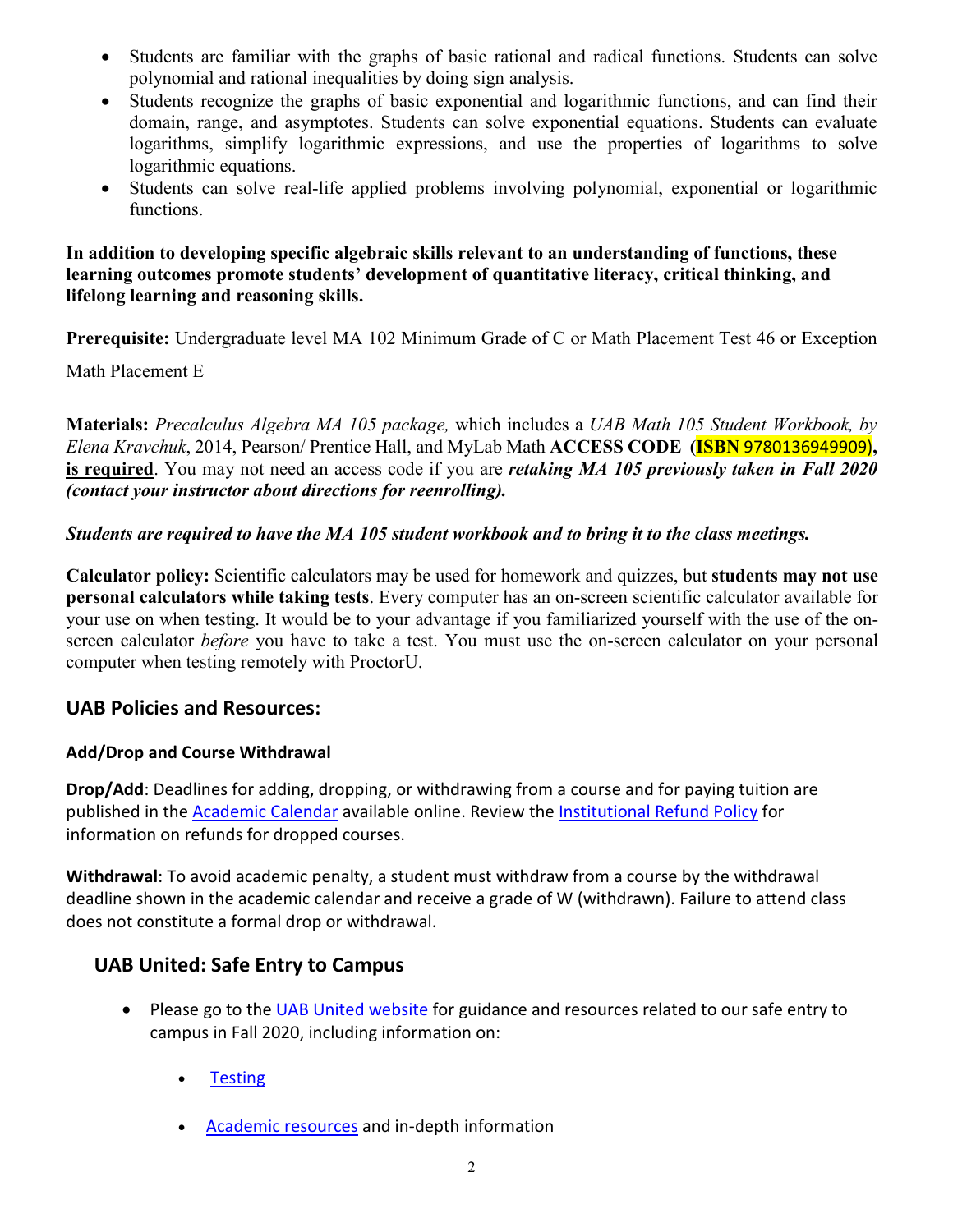- Students are familiar with the graphs of basic rational and radical functions. Students can solve polynomial and rational inequalities by doing sign analysis.
- Students recognize the graphs of basic exponential and logarithmic functions, and can find their domain, range, and asymptotes. Students can solve exponential equations. Students can evaluate logarithms, simplify logarithmic expressions, and use the properties of logarithms to solve logarithmic equations.
- Students can solve real-life applied problems involving polynomial, exponential or logarithmic functions.

**In addition to developing specific algebraic skills relevant to an understanding of functions, these learning outcomes promote students' development of quantitative literacy, critical thinking, and lifelong learning and reasoning skills.**

**Prerequisite:** Undergraduate level MA 102 Minimum Grade of C or Math Placement Test 46 or Exception Math Placement E

**Materials:** *Precalculus Algebra MA 105 package,* which includes a *UAB Math 105 Student Workbook, by Elena Kravchuk*, 2014, Pearson/ Prentice Hall, and MyLab Math **ACCESS CODE (ISBN 9780136949909), is required**. You may not need an access code if you are ***retaking MA 105 previously taken in Fall 2020 (contact your instructor about directions for reenrolling).***

***Students are required to have the MA 105 student workbook and to bring it to the class meetings.***

**Calculator policy:** Scientific calculators may be used for homework and quizzes, but **students may not use personal calculators while taking tests**. Every computer has an on-screen scientific calculator available for your use on when testing. It would be to your advantage if you familiarized yourself with the use of the on-screen calculator *before* you have to take a test. You must use the on-screen calculator on your personal computer when testing remotely with ProctorU.

## UAB Policies and Resources:

### Add/Drop and Course Withdrawal

**Drop/Add**: Deadlines for adding, dropping, or withdrawing from a course and for paying tuition are published in the Academic Calendar available online. Review the Institutional Refund Policy for information on refunds for dropped courses.

**Withdrawal**: To avoid academic penalty, a student must withdraw from a course by the withdrawal deadline shown in the academic calendar and receive a grade of W (withdrawn). Failure to attend class does not constitute a formal drop or withdrawal.

## UAB United: Safe Entry to Campus

- Please go to the UAB United website for guidance and resources related to our safe entry to campus in Fall 2020, including information on:
    - Testing
    - Academic resources and in-depth information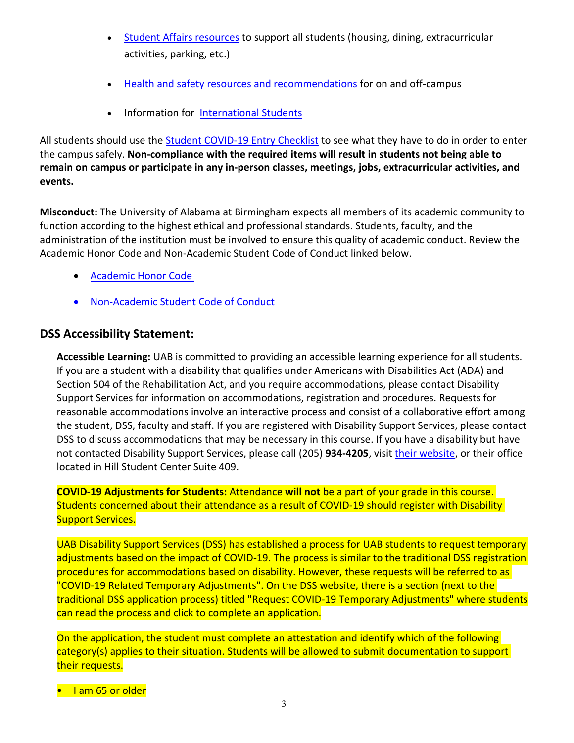- Student Affairs resources to support all students (housing, dining, extracurricular activities, parking, etc.)
- Health and safety resources and recommendations for on and off-campus
- Information for International Students

All students should use the Student COVID-19 Entry Checklist to see what they have to do in order to enter the campus safely. **Non-compliance with the required items will result in students not being able to remain on campus or participate in any in-person classes, meetings, jobs, extracurricular activities, and events.**

**Misconduct:** The University of Alabama at Birmingham expects all members of its academic community to function according to the highest ethical and professional standards. Students, faculty, and the administration of the institution must be involved to ensure this quality of academic conduct. Review the Academic Honor Code and Non-Academic Student Code of Conduct linked below.

- Academic Honor Code
- Non-Academic Student Code of Conduct

## DSS Accessibility Statement:

**Accessible Learning:** UAB is committed to providing an accessible learning experience for all students. If you are a student with a disability that qualifies under Americans with Disabilities Act (ADA) and Section 504 of the Rehabilitation Act, and you require accommodations, please contact Disability Support Services for information on accommodations, registration and procedures. Requests for reasonable accommodations involve an interactive process and consist of a collaborative effort among the student, DSS, faculty and staff. If you are registered with Disability Support Services, please contact DSS to discuss accommodations that may be necessary in this course. If you have a disability but have not contacted Disability Support Services, please call (205) **934-4205**, visit their website, or their office located in Hill Student Center Suite 409.

**COVID-19 Adjustments for Students:** Attendance **will not** be a part of your grade in this course. Students concerned about their attendance as a result of COVID-19 should register with Disability Support Services.

UAB Disability Support Services (DSS) has established a process for UAB students to request temporary adjustments based on the impact of COVID-19. The process is similar to the traditional DSS registration procedures for accommodations based on disability. However, these requests will be referred to as "COVID-19 Related Temporary Adjustments". On the DSS website, there is a section (next to the traditional DSS application process) titled "Request COVID-19 Temporary Adjustments" where students can read the process and click to complete an application.

On the application, the student must complete an attestation and identify which of the following category(s) applies to their situation. Students will be allowed to submit documentation to support their requests.

- I am 65 or older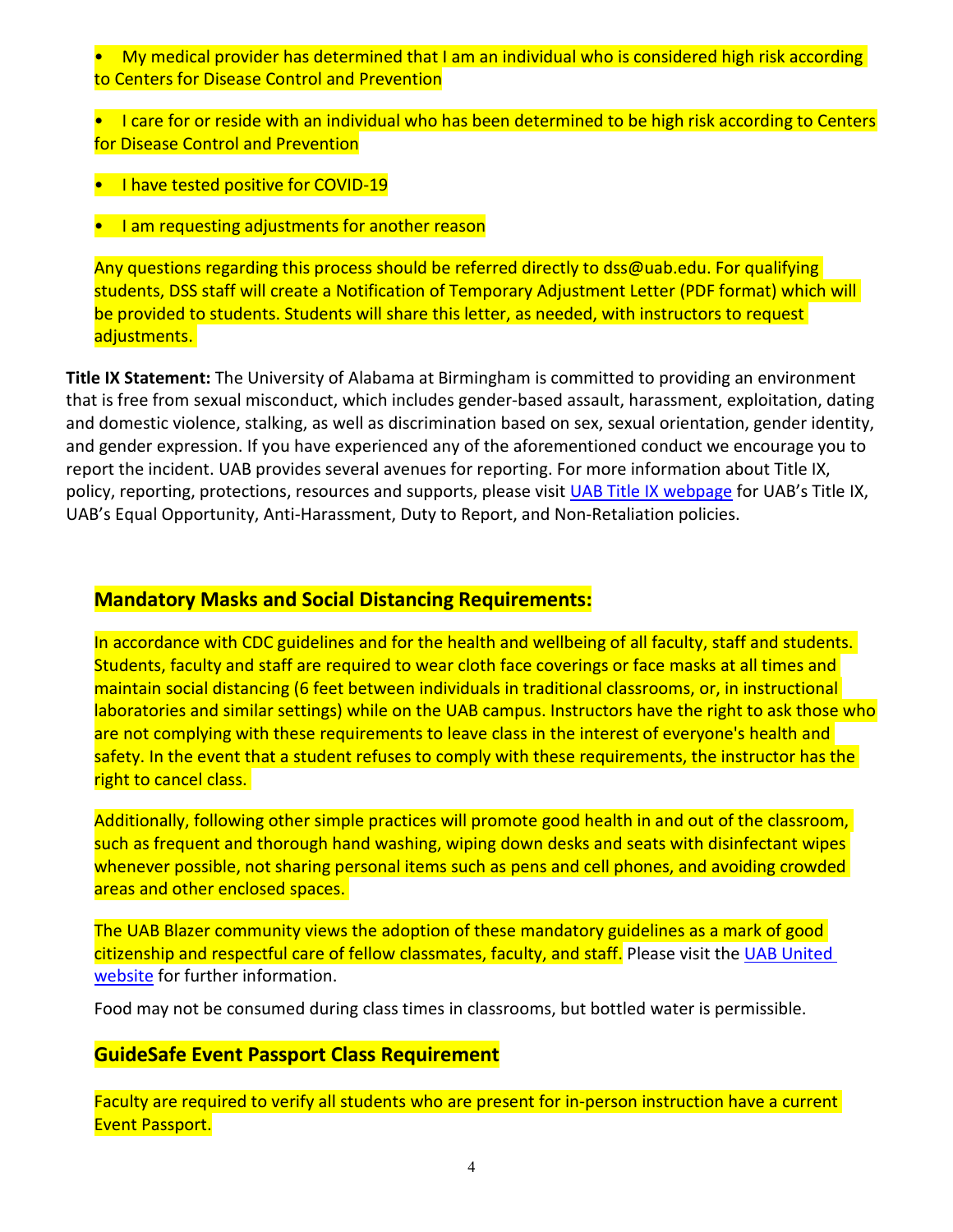- My medical provider has determined that I am an individual who is considered high risk according to Centers for Disease Control and Prevention
- I care for or reside with an individual who has been determined to be high risk according to Centers for Disease Control and Prevention
- I have tested positive for COVID-19
- I am requesting adjustments for another reason

Any questions regarding this process should be referred directly to dss@uab.edu. For qualifying students, DSS staff will create a Notification of Temporary Adjustment Letter (PDF format) which will be provided to students. Students will share this letter, as needed, with instructors to request adjustments.

**Title IX Statement:** The University of Alabama at Birmingham is committed to providing an environment that is free from sexual misconduct, which includes gender-based assault, harassment, exploitation, dating and domestic violence, stalking, as well as discrimination based on sex, sexual orientation, gender identity, and gender expression. If you have experienced any of the aforementioned conduct we encourage you to report the incident. UAB provides several avenues for reporting. For more information about Title IX, policy, reporting, protections, resources and supports, please visit UAB Title IX webpage for UAB's Title IX, UAB's Equal Opportunity, Anti-Harassment, Duty to Report, and Non-Retaliation policies.

## Mandatory Masks and Social Distancing Requirements:

In accordance with CDC guidelines and for the health and wellbeing of all faculty, staff and students. Students, faculty and staff are required to wear cloth face coverings or face masks at all times and maintain social distancing (6 feet between individuals in traditional classrooms, or, in instructional laboratories and similar settings) while on the UAB campus. Instructors have the right to ask those who are not complying with these requirements to leave class in the interest of everyone's health and safety. In the event that a student refuses to comply with these requirements, the instructor has the right to cancel class.

Additionally, following other simple practices will promote good health in and out of the classroom, such as frequent and thorough hand washing, wiping down desks and seats with disinfectant wipes whenever possible, not sharing personal items such as pens and cell phones, and avoiding crowded areas and other enclosed spaces.

The UAB Blazer community views the adoption of these mandatory guidelines as a mark of good citizenship and respectful care of fellow classmates, faculty, and staff. Please visit the UAB United website for further information.

Food may not be consumed during class times in classrooms, but bottled water is permissible.

## GuideSafe Event Passport Class Requirement

Faculty are required to verify all students who are present for in-person instruction have a current Event Passport.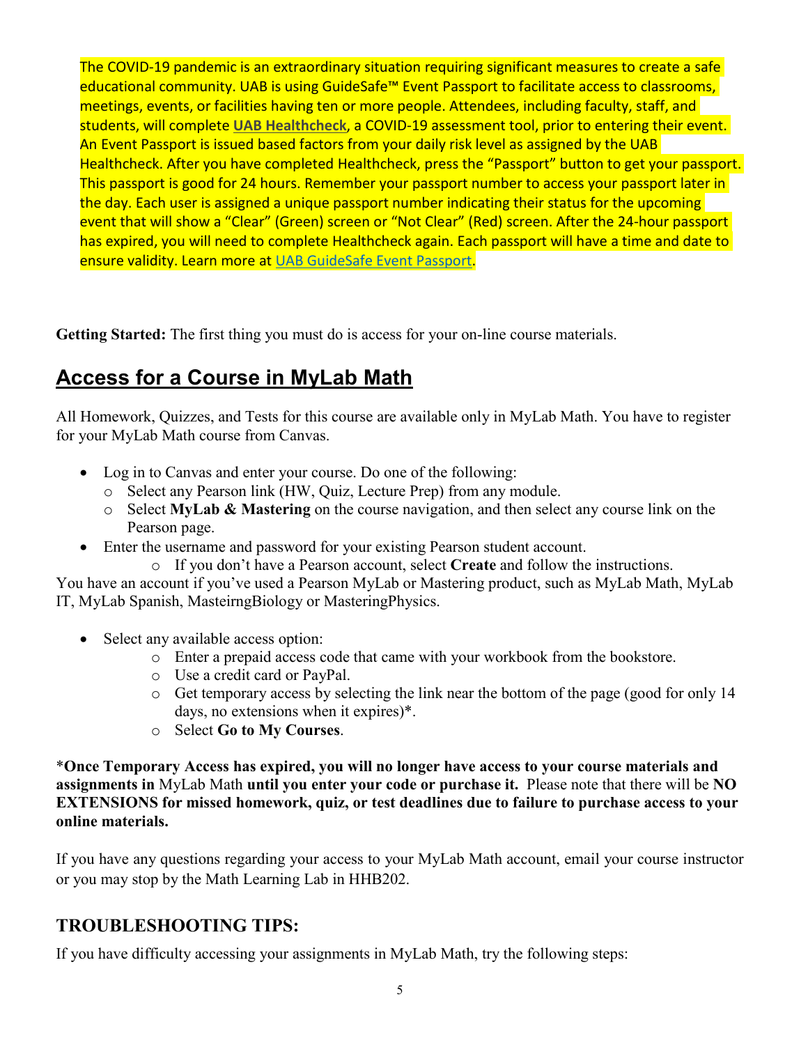The COVID-19 pandemic is an extraordinary situation requiring significant measures to create a safe educational community. UAB is using GuideSafe™ Event Passport to facilitate access to classrooms, meetings, events, or facilities having ten or more people. Attendees, including faculty, staff, and students, will complete **UAB Healthcheck**, a COVID-19 assessment tool, prior to entering their event. An Event Passport is issued based factors from your daily risk level as assigned by the UAB Healthcheck. After you have completed Healthcheck, press the "Passport" button to get your passport. This passport is good for 24 hours. Remember your passport number to access your passport later in the day. Each user is assigned a unique passport number indicating their status for the upcoming event that will show a "Clear" (Green) screen or "Not Clear" (Red) screen. After the 24-hour passport has expired, you will need to complete Healthcheck again. Each passport will have a time and date to ensure validity. Learn more at UAB GuideSafe Event Passport.

**Getting Started:** The first thing you must do is access for your on-line course materials.

## Access for a Course in MyLab Math

All Homework, Quizzes, and Tests for this course are available only in MyLab Math. You have to register for your MyLab Math course from Canvas.

- Log in to Canvas and enter your course. Do one of the following:
  - Select any Pearson link (HW, Quiz, Lecture Prep) from any module.
  - Select **MyLab & Mastering** on the course navigation, and then select any course link on the Pearson page.
- Enter the username and password for your existing Pearson student account.
  - If you don't have a Pearson account, select **Create** and follow the instructions.

You have an account if you've used a Pearson MyLab or Mastering product, such as MyLab Math, MyLab IT, MyLab Spanish, MasteirngBiology or MasteringPhysics.

- Select any available access option:
  - Enter a prepaid access code that came with your workbook from the bookstore.
  - Use a credit card or PayPal.
  - Get temporary access by selecting the link near the bottom of the page (good for only 14 days, no extensions when it expires)*.
  - Select **Go to My Courses**.

*__Once Temporary Access has expired, you will no longer have access to your course materials and assignments in__ MyLab Math __until you enter your code or purchase it.__ Please note that there will be **NO EXTENSIONS for missed homework, quiz, or test deadlines due to failure to purchase access to your online materials.**

If you have any questions regarding your access to your MyLab Math account, email your course instructor or you may stop by the Math Learning Lab in HHB202.

### TROUBLESHOOTING TIPS:

If you have difficulty accessing your assignments in MyLab Math, try the following steps: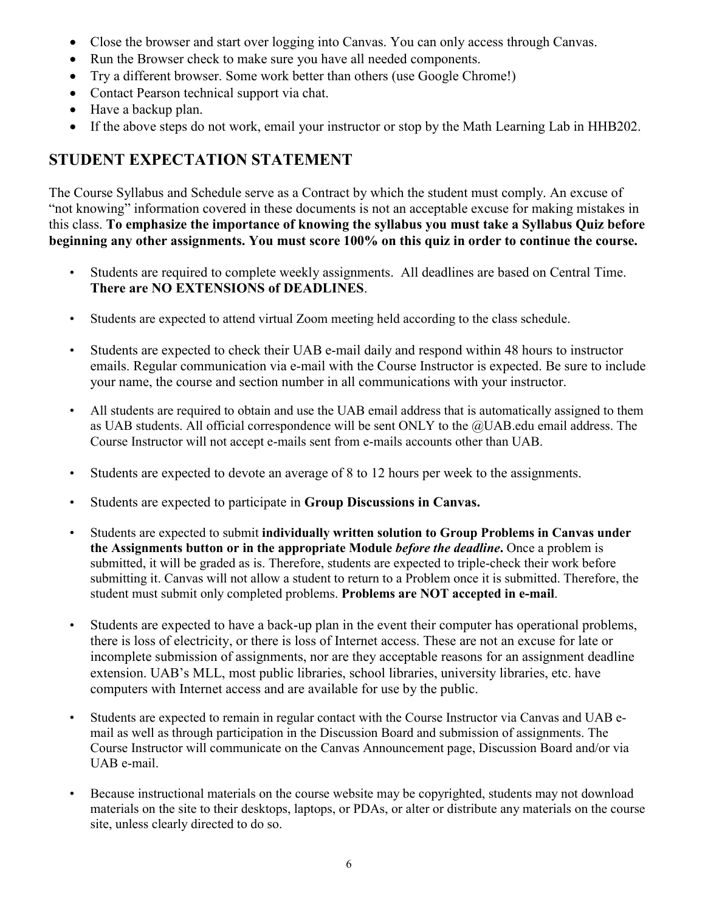- Close the browser and start over logging into Canvas. You can only access through Canvas.
- Run the Browser check to make sure you have all needed components.
- Try a different browser. Some work better than others (use Google Chrome!)
- Contact Pearson technical support via chat.
- Have a backup plan.
- If the above steps do not work, email your instructor or stop by the Math Learning Lab in HHB202.

## STUDENT EXPECTATION STATEMENT

The Course Syllabus and Schedule serve as a Contract by which the student must comply. An excuse of "not knowing" information covered in these documents is not an acceptable excuse for making mistakes in this class. **To emphasize the importance of knowing the syllabus you must take a Syllabus Quiz before beginning any other assignments. You must score 100% on this quiz in order to continue the course.**

- Students are required to complete weekly assignments. All deadlines are based on Central Time. **There are NO EXTENSIONS of DEADLINES**.
- Students are expected to attend virtual Zoom meeting held according to the class schedule.
- Students are expected to check their UAB e-mail daily and respond within 48 hours to instructor emails. Regular communication via e-mail with the Course Instructor is expected. Be sure to include your name, the course and section number in all communications with your instructor.
- All students are required to obtain and use the UAB email address that is automatically assigned to them as UAB students. All official correspondence will be sent ONLY to the @UAB.edu email address. The Course Instructor will not accept e-mails sent from e-mails accounts other than UAB.
- Students are expected to devote an average of 8 to 12 hours per week to the assignments.
- Students are expected to participate in **Group Discussions in Canvas.**
- Students are expected to submit **individually written solution to Group Problems in Canvas under the Assignments button or in the appropriate Module *before the deadline*.** Once a problem is submitted, it will be graded as is. Therefore, students are expected to triple-check their work before submitting it. Canvas will not allow a student to return to a Problem once it is submitted. Therefore, the student must submit only completed problems. **Problems are NOT accepted in e-mail**.
- Students are expected to have a back-up plan in the event their computer has operational problems, there is loss of electricity, or there is loss of Internet access. These are not an excuse for late or incomplete submission of assignments, nor are they acceptable reasons for an assignment deadline extension. UAB's MLL, most public libraries, school libraries, university libraries, etc. have computers with Internet access and are available for use by the public.
- Students are expected to remain in regular contact with the Course Instructor via Canvas and UAB e-mail as well as through participation in the Discussion Board and submission of assignments. The Course Instructor will communicate on the Canvas Announcement page, Discussion Board and/or via UAB e-mail.
- Because instructional materials on the course website may be copyrighted, students may not download materials on the site to their desktops, laptops, or PDAs, or alter or distribute any materials on the course site, unless clearly directed to do so.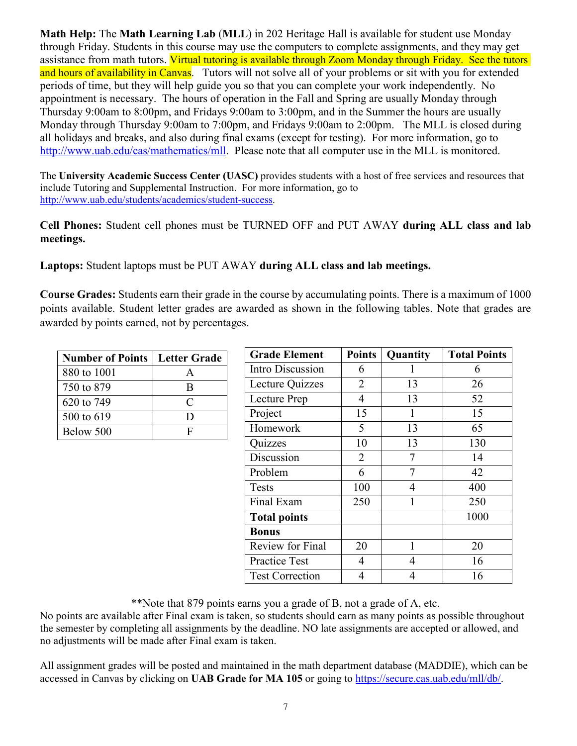**Math Help:** The **Math Learning Lab** (**MLL**) in 202 Heritage Hall is available for student use Monday through Friday. Students in this course may use the computers to complete assignments, and they may get assistance from math tutors. Virtual tutoring is available through Zoom Monday through Friday. See the tutors and hours of availability in Canvas. Tutors will not solve all of your problems or sit with you for extended periods of time, but they will help guide you so that you can complete your work independently. No appointment is necessary. The hours of operation in the Fall and Spring are usually Monday through Thursday 9:00am to 8:00pm, and Fridays 9:00am to 3:00pm, and in the Summer the hours are usually Monday through Thursday 9:00am to 7:00pm, and Fridays 9:00am to 2:00pm. The MLL is closed during all holidays and breaks, and also during final exams (except for testing). For more information, go to http://www.uab.edu/cas/mathematics/mll. Please note that all computer use in the MLL is monitored.

The **University Academic Success Center (UASC)** provides students with a host of free services and resources that include Tutoring and Supplemental Instruction. For more information, go to http://www.uab.edu/students/academics/student-success.

**Cell Phones:** Student cell phones must be TURNED OFF and PUT AWAY **during ALL class and lab meetings.**

**Laptops:** Student laptops must be PUT AWAY **during ALL class and lab meetings.**

**Course Grades:** Students earn their grade in the course by accumulating points. There is a maximum of 1000 points available. Student letter grades are awarded as shown in the following tables. Note that grades are awarded by points earned, not by percentages.

| Number of Points | Letter Grade |
|---|---|
| 880 to 1001 | A |
| 750 to 879 | B |
| 620 to 749 | C |
| 500 to 619 | D |
| Below 500 | F |

| Grade Element | Points | Quantity | Total Points |
|---|---|---|---|
| Intro Discussion | 6 | 1 | 6 |
| Lecture Quizzes | 2 | 13 | 26 |
| Lecture Prep | 4 | 13 | 52 |
| Project | 15 | 1 | 15 |
| Homework | 5 | 13 | 65 |
| Quizzes | 10 | 13 | 130 |
| Discussion | 2 | 7 | 14 |
| Problem | 6 | 7 | 42 |
| Tests | 100 | 4 | 400 |
| Final Exam | 250 | 1 | 250 |
| **Total points** | | | 1000 |
| **Bonus** | | | |
| Review for Final | 20 | 1 | 20 |
| Practice Test | 4 | 4 | 16 |
| Test Correction | 4 | 4 | 16 |

**Note that 879 points earns you a grade of B, not a grade of A, etc.

No points are available after Final exam is taken, so students should earn as many points as possible throughout the semester by completing all assignments by the deadline. NO late assignments are accepted or allowed, and no adjustments will be made after Final exam is taken.

All assignment grades will be posted and maintained in the math department database (MADDIE), which can be accessed in Canvas by clicking on **UAB Grade for MA 105** or going to https://secure.cas.uab.edu/mll/db/.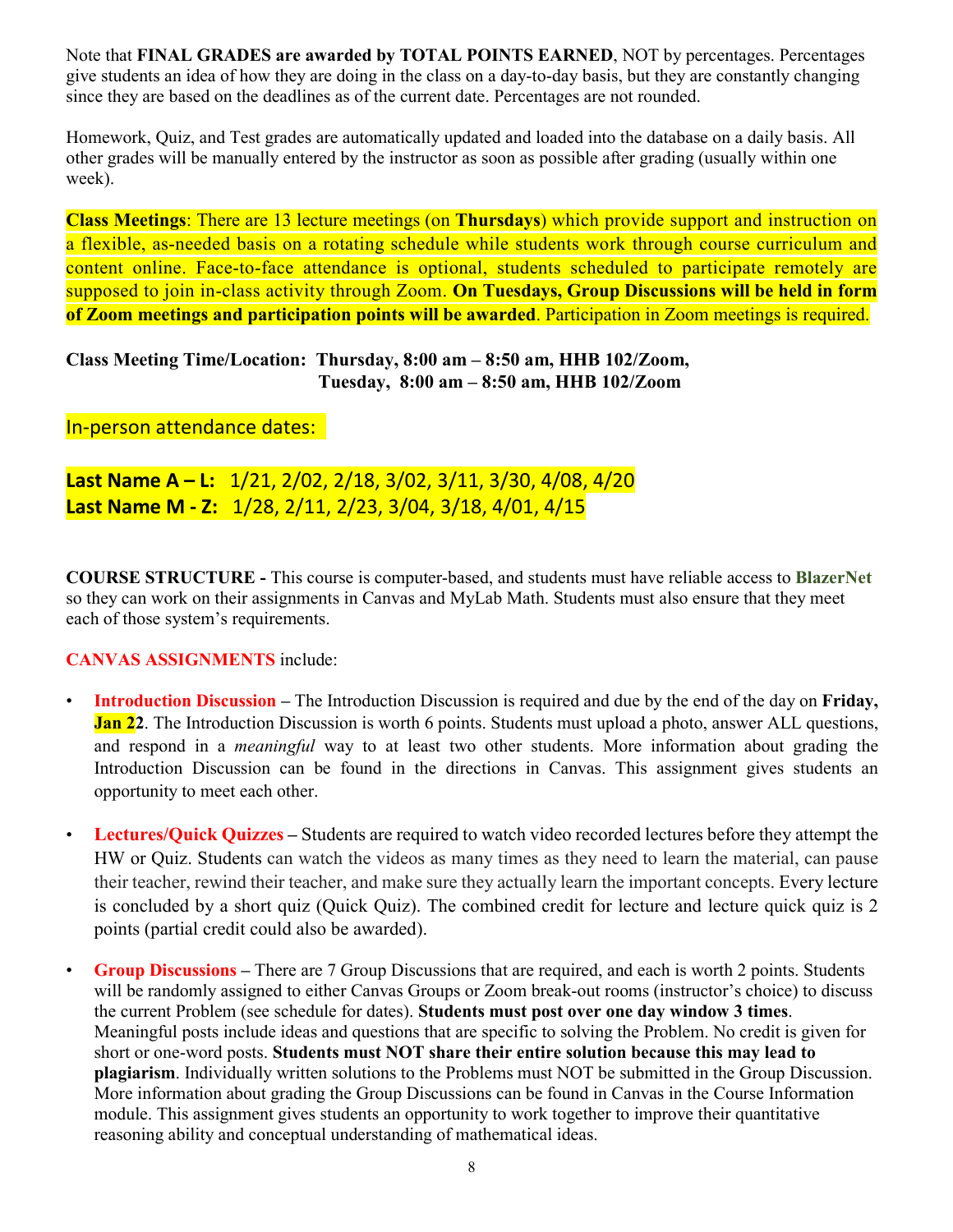Note that **FINAL GRADES are awarded by TOTAL POINTS EARNED**, NOT by percentages. Percentages give students an idea of how they are doing in the class on a day-to-day basis, but they are constantly changing since they are based on the deadlines as of the current date. Percentages are not rounded.

Homework, Quiz, and Test grades are automatically updated and loaded into the database on a daily basis. All other grades will be manually entered by the instructor as soon as possible after grading (usually within one week).

**Class Meetings**: There are 13 lecture meetings (on **Thursdays**) which provide support and instruction on a flexible, as-needed basis on a rotating schedule while students work through course curriculum and content online. Face-to-face attendance is optional, students scheduled to participate remotely are supposed to join in-class activity through Zoom. **On Tuesdays, Group Discussions will be held in form of Zoom meetings and participation points will be awarded**. Participation in Zoom meetings is required.

**Class Meeting Time/Location: Thursday, 8:00 am – 8:50 am, HHB 102/Zoom,**
**Tuesday, 8:00 am – 8:50 am, HHB 102/Zoom**

In-person attendance dates:

**Last Name A – L:** 1/21, 2/02, 2/18, 3/02, 3/11, 3/30, 4/08, 4/20
**Last Name M - Z:** 1/28, 2/11, 2/23, 3/04, 3/18, 4/01, 4/15

**COURSE STRUCTURE -** This course is computer-based, and students must have reliable access to **BlazerNet** so they can work on their assignments in Canvas and MyLab Math. Students must also ensure that they meet each of those system's requirements.

**CANVAS ASSIGNMENTS** include:

- **Introduction Discussion –** The Introduction Discussion is required and due by the end of the day on **Friday, Jan 22**. The Introduction Discussion is worth 6 points. Students must upload a photo, answer ALL questions, and respond in a *meaningful* way to at least two other students. More information about grading the Introduction Discussion can be found in the directions in Canvas. This assignment gives students an opportunity to meet each other.

- **Lectures/Quick Quizzes –** Students are required to watch video recorded lectures before they attempt the HW or Quiz. Students can watch the videos as many times as they need to learn the material, can pause their teacher, rewind their teacher, and make sure they actually learn the important concepts. Every lecture is concluded by a short quiz (Quick Quiz). The combined credit for lecture and lecture quick quiz is 2 points (partial credit could also be awarded).

- **Group Discussions –** There are 7 Group Discussions that are required, and each is worth 2 points. Students will be randomly assigned to either Canvas Groups or Zoom break-out rooms (instructor's choice) to discuss the current Problem (see schedule for dates). **Students must post over one day window 3 times**. Meaningful posts include ideas and questions that are specific to solving the Problem. No credit is given for short or one-word posts. **Students must NOT share their entire solution because this may lead to plagiarism**. Individually written solutions to the Problems must NOT be submitted in the Group Discussion. More information about grading the Group Discussions can be found in Canvas in the Course Information module. This assignment gives students an opportunity to work together to improve their quantitative reasoning ability and conceptual understanding of mathematical ideas.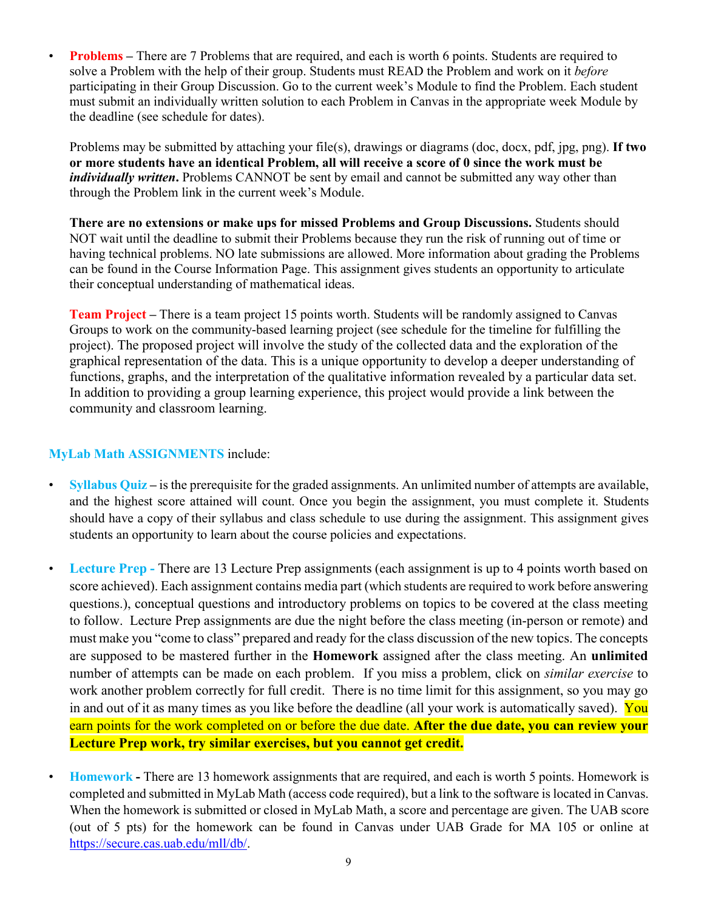- **Problems** – There are 7 Problems that are required, and each is worth 6 points. Students are required to solve a Problem with the help of their group. Students must READ the Problem and work on it *before* participating in their Group Discussion. Go to the current week's Module to find the Problem. Each student must submit an individually written solution to each Problem in Canvas in the appropriate week Module by the deadline (see schedule for dates).

  Problems may be submitted by attaching your file(s), drawings or diagrams (doc, docx, pdf, jpg, png). **If two or more students have an identical Problem, all will receive a score of 0 since the work must be *individually written*.** Problems CANNOT be sent by email and cannot be submitted any way other than through the Problem link in the current week's Module.

  **There are no extensions or make ups for missed Problems and Group Discussions.** Students should NOT wait until the deadline to submit their Problems because they run the risk of running out of time or having technical problems. NO late submissions are allowed. More information about grading the Problems can be found in the Course Information Page. This assignment gives students an opportunity to articulate their conceptual understanding of mathematical ideas.

  **Team Project** – There is a team project 15 points worth. Students will be randomly assigned to Canvas Groups to work on the community-based learning project (see schedule for the timeline for fulfilling the project). The proposed project will involve the study of the collected data and the exploration of the graphical representation of the data. This is a unique opportunity to develop a deeper understanding of functions, graphs, and the interpretation of the qualitative information revealed by a particular data set. In addition to providing a group learning experience, this project would provide a link between the community and classroom learning.

**MyLab Math ASSIGNMENTS** include:

- **Syllabus Quiz** – is the prerequisite for the graded assignments. An unlimited number of attempts are available, and the highest score attained will count. Once you begin the assignment, you must complete it. Students should have a copy of their syllabus and class schedule to use during the assignment. This assignment gives students an opportunity to learn about the course policies and expectations.

- **Lecture Prep** - There are 13 Lecture Prep assignments (each assignment is up to 4 points worth based on score achieved). Each assignment contains media part (which students are required to work before answering questions.), conceptual questions and introductory problems on topics to be covered at the class meeting to follow. Lecture Prep assignments are due the night before the class meeting (in-person or remote) and must make you "come to class" prepared and ready for the class discussion of the new topics. The concepts are supposed to be mastered further in the **Homework** assigned after the class meeting. An **unlimited** number of attempts can be made on each problem. If you miss a problem, click on *similar exercise* to work another problem correctly for full credit. There is no time limit for this assignment, so you may go in and out of it as many times as you like before the deadline (all your work is automatically saved). You earn points for the work completed on or before the due date. **After the due date, you can review your Lecture Prep work, try similar exercises, but you cannot get credit.**

- **Homework** - There are 13 homework assignments that are required, and each is worth 5 points. Homework is completed and submitted in MyLab Math (access code required), but a link to the software is located in Canvas. When the homework is submitted or closed in MyLab Math, a score and percentage are given. The UAB score (out of 5 pts) for the homework can be found in Canvas under UAB Grade for MA 105 or online at https://secure.cas.uab.edu/mll/db/.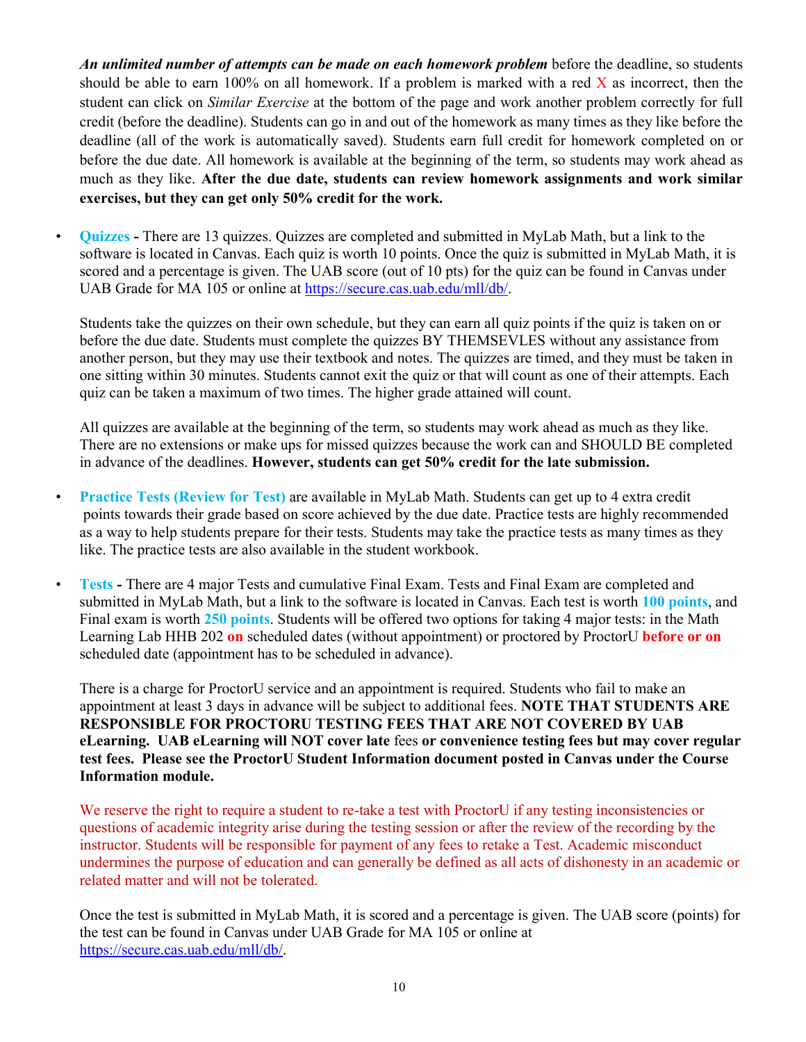***An unlimited number of attempts can be made on each homework problem*** before the deadline, so students should be able to earn 100% on all homework. If a problem is marked with a red X as incorrect, then the student can click on *Similar Exercise* at the bottom of the page and work another problem correctly for full credit (before the deadline). Students can go in and out of the homework as many times as they like before the deadline (all of the work is automatically saved). Students earn full credit for homework completed on or before the due date. All homework is available at the beginning of the term, so students may work ahead as much as they like. **After the due date, students can review homework assignments and work similar exercises, but they can get only 50% credit for the work.**

- **Quizzes -** There are 13 quizzes. Quizzes are completed and submitted in MyLab Math, but a link to the software is located in Canvas. Each quiz is worth 10 points. Once the quiz is submitted in MyLab Math, it is scored and a percentage is given. The UAB score (out of 10 pts) for the quiz can be found in Canvas under UAB Grade for MA 105 or online at https://secure.cas.uab.edu/mll/db/.

  Students take the quizzes on their own schedule, but they can earn all quiz points if the quiz is taken on or before the due date. Students must complete the quizzes BY THEMSEVLES without any assistance from another person, but they may use their textbook and notes. The quizzes are timed, and they must be taken in one sitting within 30 minutes. Students cannot exit the quiz or that will count as one of their attempts. Each quiz can be taken a maximum of two times. The higher grade attained will count.

  All quizzes are available at the beginning of the term, so students may work ahead as much as they like. There are no extensions or make ups for missed quizzes because the work can and SHOULD BE completed in advance of the deadlines. **However, students can get 50% credit for the late submission.**

- **Practice Tests (Review for Test)** are available in MyLab Math. Students can get up to 4 extra credit points towards their grade based on score achieved by the due date. Practice tests are highly recommended as a way to help students prepare for their tests. Students may take the practice tests as many times as they like. The practice tests are also available in the student workbook.

- **Tests -** There are 4 major Tests and cumulative Final Exam. Tests and Final Exam are completed and submitted in MyLab Math, but a link to the software is located in Canvas. Each test is worth **100 points**, and Final exam is worth **250 points**. Students will be offered two options for taking 4 major tests: in the Math Learning Lab HHB 202 **on** scheduled dates (without appointment) or proctored by ProctorU **before or on** scheduled date (appointment has to be scheduled in advance).

  There is a charge for ProctorU service and an appointment is required. Students who fail to make an appointment at least 3 days in advance will be subject to additional fees. **NOTE THAT STUDENTS ARE RESPONSIBLE FOR PROCTORU TESTING FEES THAT ARE NOT COVERED BY UAB eLearning. UAB eLearning will NOT cover late** fees **or convenience testing fees but may cover regular test fees. Please see the ProctorU Student Information document posted in Canvas under the Course Information module.**

  We reserve the right to require a student to re-take a test with ProctorU if any testing inconsistencies or questions of academic integrity arise during the testing session or after the review of the recording by the instructor. Students will be responsible for payment of any fees to retake a Test. Academic misconduct undermines the purpose of education and can generally be defined as all acts of dishonesty in an academic or related matter and will not be tolerated.

  Once the test is submitted in MyLab Math, it is scored and a percentage is given. The UAB score (points) for the test can be found in Canvas under UAB Grade for MA 105 or online at https://secure.cas.uab.edu/mll/db/.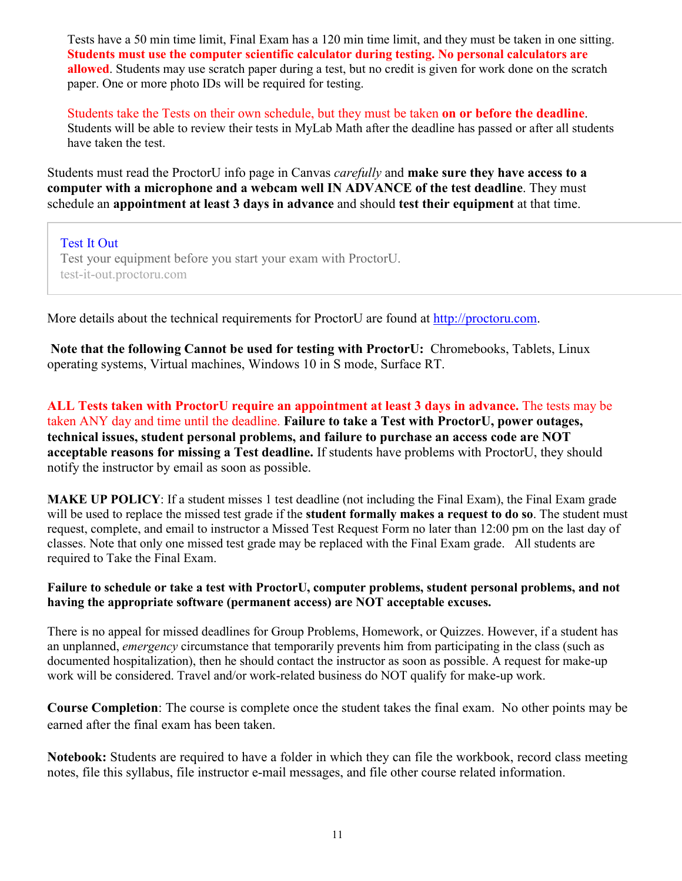Tests have a 50 min time limit, Final Exam has a 120 min time limit, and they must be taken in one sitting. **Students must use the computer scientific calculator during testing. No personal calculators are allowed**. Students may use scratch paper during a test, but no credit is given for work done on the scratch paper. One or more photo IDs will be required for testing.

Students take the Tests on their own schedule, but they must be taken **on or before the deadline**. Students will be able to review their tests in MyLab Math after the deadline has passed or after all students have taken the test.

Students must read the ProctorU info page in Canvas *carefully* and **make sure they have access to a computer with a microphone and a webcam well IN ADVANCE of the test deadline**. They must schedule an **appointment at least 3 days in advance** and should **test their equipment** at that time.

> Test It Out
> Test your equipment before you start your exam with ProctorU.
> test-it-out.proctoru.com

More details about the technical requirements for ProctorU are found at http://proctoru.com.

**Note that the following Cannot be used for testing with ProctorU:** Chromebooks, Tablets, Linux operating systems, Virtual machines, Windows 10 in S mode, Surface RT.

**ALL Tests taken with ProctorU require an appointment at least 3 days in advance.** The tests may be taken ANY day and time until the deadline. **Failure to take a Test with ProctorU, power outages, technical issues, student personal problems, and failure to purchase an access code are NOT acceptable reasons for missing a Test deadline.** If students have problems with ProctorU, they should notify the instructor by email as soon as possible.

**MAKE UP POLICY**: If a student misses 1 test deadline (not including the Final Exam), the Final Exam grade will be used to replace the missed test grade if the **student formally makes a request to do so**. The student must request, complete, and email to instructor a Missed Test Request Form no later than 12:00 pm on the last day of classes. Note that only one missed test grade may be replaced with the Final Exam grade. All students are required to Take the Final Exam.

**Failure to schedule or take a test with ProctorU, computer problems, student personal problems, and not having the appropriate software (permanent access) are NOT acceptable excuses.**

There is no appeal for missed deadlines for Group Problems, Homework, or Quizzes. However, if a student has an unplanned, *emergency* circumstance that temporarily prevents him from participating in the class (such as documented hospitalization), then he should contact the instructor as soon as possible. A request for make-up work will be considered. Travel and/or work-related business do NOT qualify for make-up work.

**Course Completion**: The course is complete once the student takes the final exam. No other points may be earned after the final exam has been taken.

**Notebook:** Students are required to have a folder in which they can file the workbook, record class meeting notes, file this syllabus, file instructor e-mail messages, and file other course related information.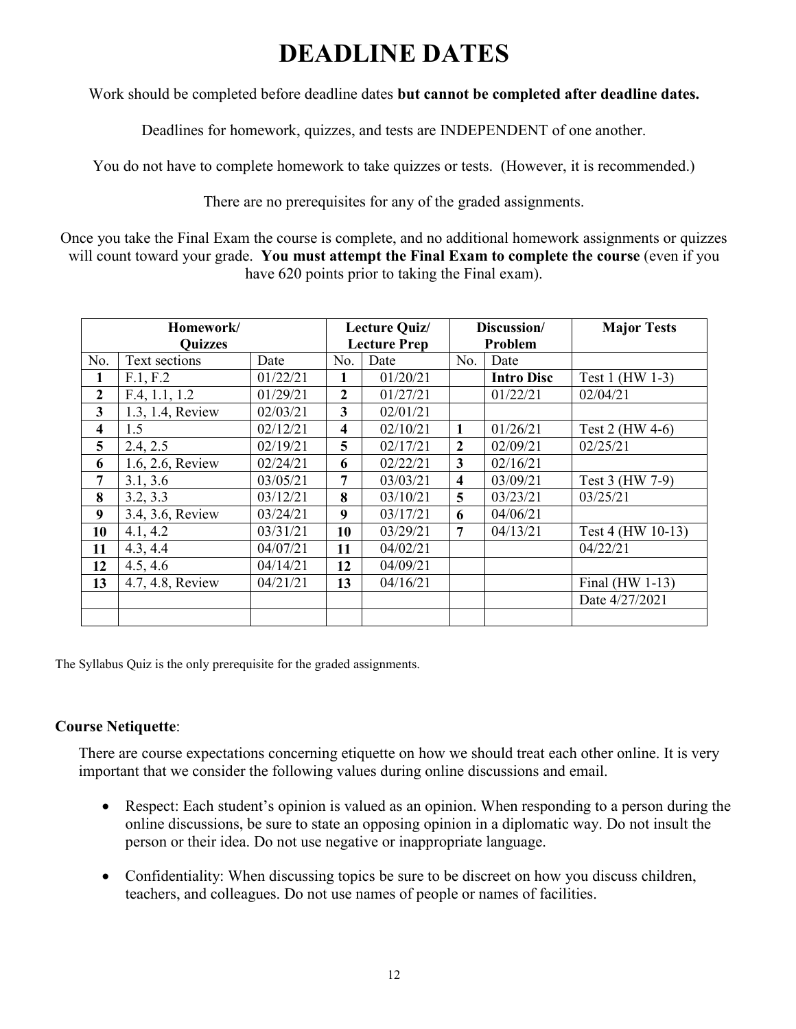# DEADLINE DATES

Work should be completed before deadline dates **but cannot be completed after deadline dates.**

Deadlines for homework, quizzes, and tests are INDEPENDENT of one another.

You do not have to complete homework to take quizzes or tests. (However, it is recommended.)

There are no prerequisites for any of the graded assignments.

Once you take the Final Exam the course is complete, and no additional homework assignments or quizzes will count toward your grade. **You must attempt the Final Exam to complete the course** (even if you have 620 points prior to taking the Final exam).

| **Homework/ Quizzes** | | | **Lecture Quiz/ Lecture Prep** | | **Discussion/ Problem** | | **Major Tests** |
|---|---|---|---|---|---|---|---|
| No. | Text sections | Date | No. | Date | No. | Date | |
| **1** | F.1, F.2 | 01/22/21 | **1** | 01/20/21 | | **Intro Disc** | Test 1 (HW 1-3) |
| **2** | F.4, 1.1, 1.2 | 01/29/21 | **2** | 01/27/21 | | 01/22/21 | 02/04/21 |
| **3** | 1.3, 1.4, Review | 02/03/21 | **3** | 02/01/21 | | | |
| **4** | 1.5 | 02/12/21 | **4** | 02/10/21 | **1** | 01/26/21 | Test 2 (HW 4-6) |
| **5** | 2.4, 2.5 | 02/19/21 | **5** | 02/17/21 | **2** | 02/09/21 | 02/25/21 |
| **6** | 1.6, 2.6, Review | 02/24/21 | **6** | 02/22/21 | **3** | 02/16/21 | |
| **7** | 3.1, 3.6 | 03/05/21 | **7** | 03/03/21 | **4** | 03/09/21 | Test 3 (HW 7-9) |
| **8** | 3.2, 3.3 | 03/12/21 | **8** | 03/10/21 | **5** | 03/23/21 | 03/25/21 |
| **9** | 3.4, 3.6, Review | 03/24/21 | **9** | 03/17/21 | **6** | 04/06/21 | |
| **10** | 4.1, 4.2 | 03/31/21 | **10** | 03/29/21 | **7** | 04/13/21 | Test 4 (HW 10-13) |
| **11** | 4.3, 4.4 | 04/07/21 | **11** | 04/02/21 | | | 04/22/21 |
| **12** | 4.5, 4.6 | 04/14/21 | **12** | 04/09/21 | | | |
| **13** | 4.7, 4.8, Review | 04/21/21 | **13** | 04/16/21 | | | Final (HW 1-13) |
| | | | | | | | Date 4/27/2021 |
| | | | | | | | |

The Syllabus Quiz is the only prerequisite for the graded assignments.

**Course Netiquette**:

There are course expectations concerning etiquette on how we should treat each other online. It is very important that we consider the following values during online discussions and email.

- Respect: Each student's opinion is valued as an opinion. When responding to a person during the online discussions, be sure to state an opposing opinion in a diplomatic way. Do not insult the person or their idea. Do not use negative or inappropriate language.
- Confidentiality: When discussing topics be sure to be discreet on how you discuss children, teachers, and colleagues. Do not use names of people or names of facilities.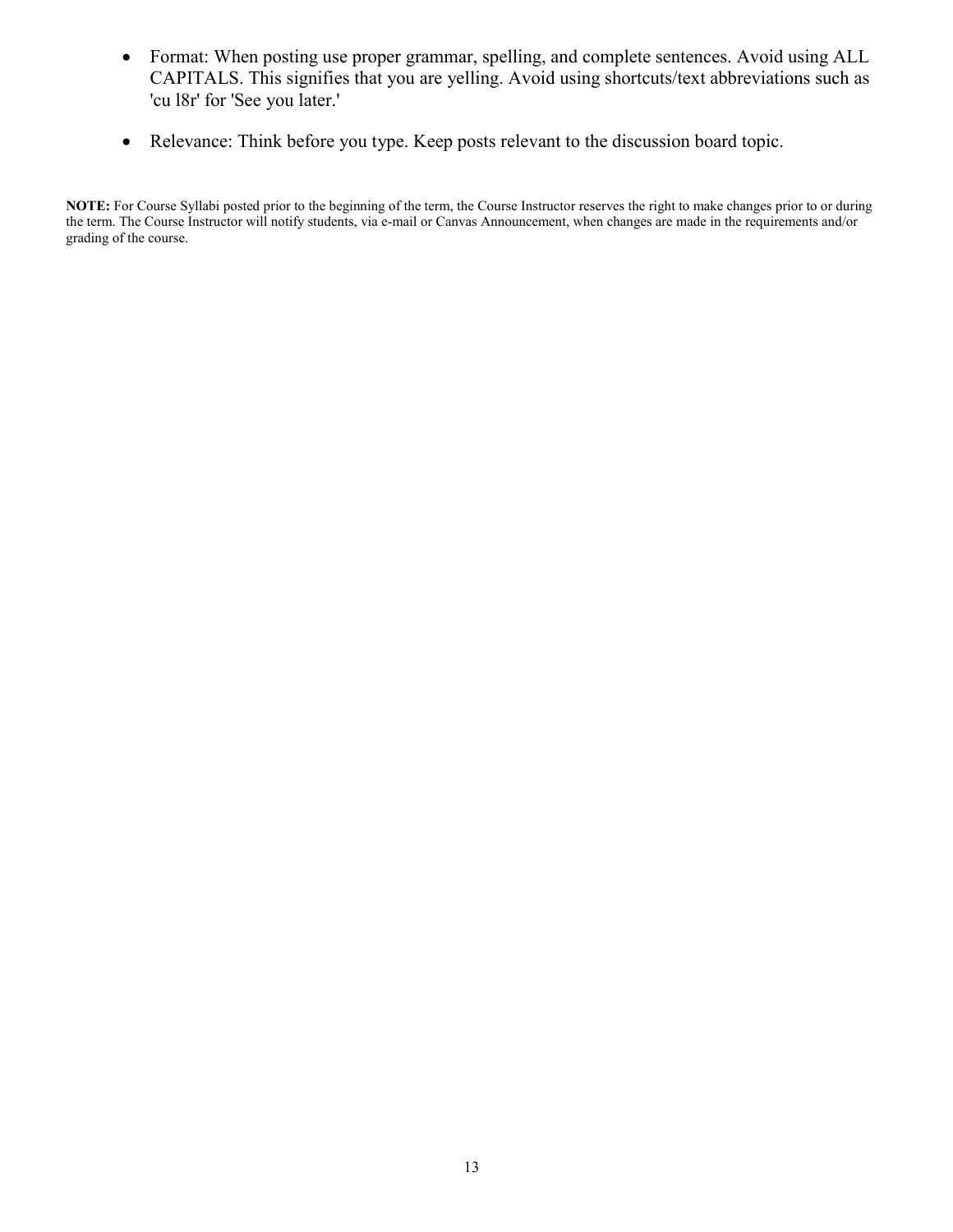- Format: When posting use proper grammar, spelling, and complete sentences. Avoid using ALL CAPITALS. This signifies that you are yelling. Avoid using shortcuts/text abbreviations such as 'cu l8r' for 'See you later.'

- Relevance: Think before you type. Keep posts relevant to the discussion board topic.

**NOTE:** For Course Syllabi posted prior to the beginning of the term, the Course Instructor reserves the right to make changes prior to or during the term. The Course Instructor will notify students, via e-mail or Canvas Announcement, when changes are made in the requirements and/or grading of the course.